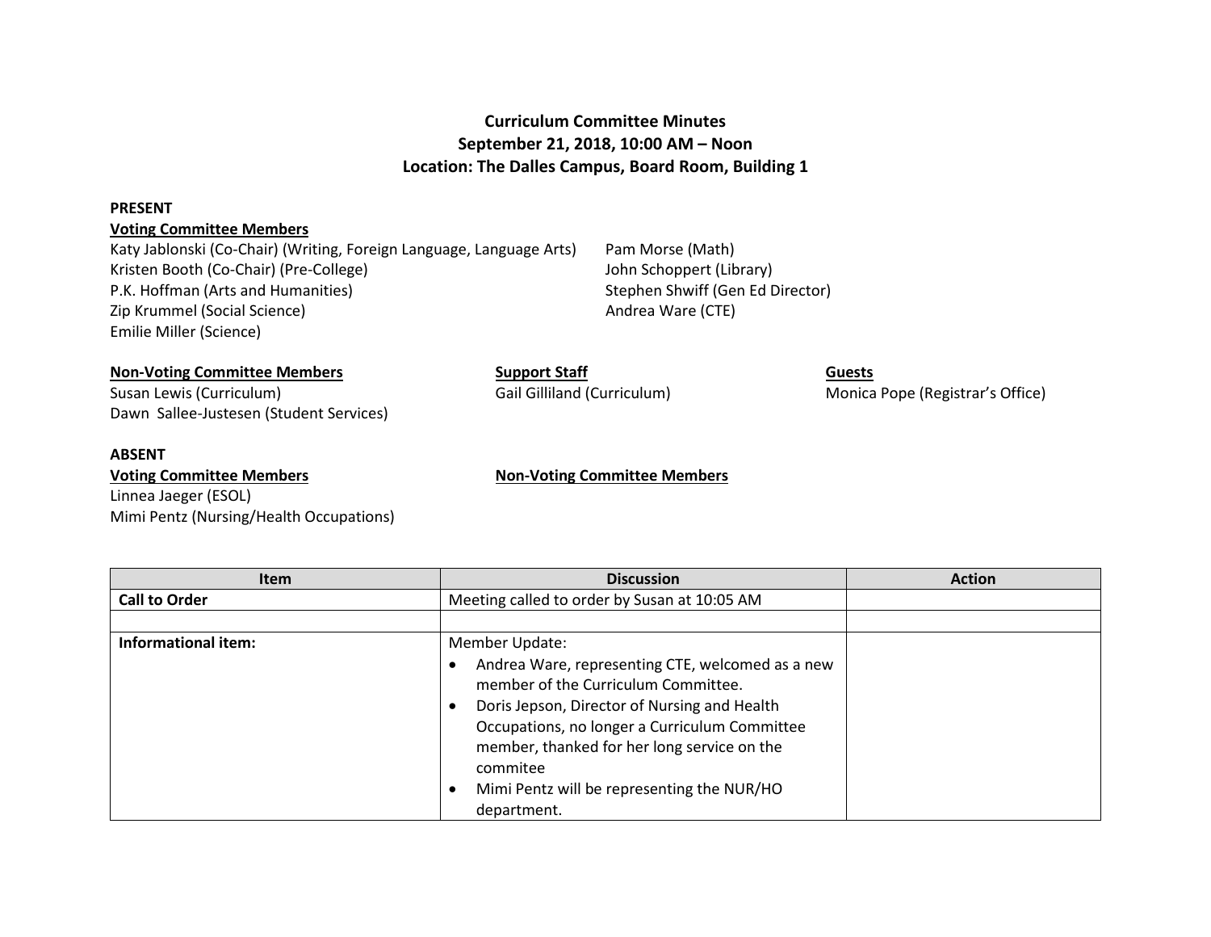# Curriculum Committee Minutes
## September 21, 2018, 10:00 AM – Noon
## Location: The Dalles Campus, Board Room, Building 1

**PRESENT**

**Voting Committee Members**

Katy Jablonski (Co-Chair) (Writing, Foreign Language, Language Arts)
Kristen Booth (Co-Chair) (Pre-College)
P.K. Hoffman (Arts and Humanities)
Zip Krummel (Social Science)
Emilie Miller (Science)
Pam Morse (Math)
John Schoppert (Library)
Stephen Shwiff (Gen Ed Director)
Andrea Ware (CTE)

**Non-Voting Committee Members**

Susan Lewis (Curriculum)
Dawn Sallee-Justesen (Student Services)

**Support Staff**

Gail Gilliland (Curriculum)

**Guests**

Monica Pope (Registrar's Office)

**ABSENT**

**Voting Committee Members**

Linnea Jaeger (ESOL)
Mimi Pentz (Nursing/Health Occupations)

**Non-Voting Committee Members**

| Item | Discussion | Action |
|---|---|---|
| **Call to Order** | Meeting called to order by Susan at 10:05 AM | |
| | | |
| **Informational item:** | Member Update:<br>• Andrea Ware, representing CTE, welcomed as a new member of the Curriculum Committee.<br>• Doris Jepson, Director of Nursing and Health Occupations, no longer a Curriculum Committee member, thanked for her long service on the commitee<br>• Mimi Pentz will be representing the NUR/HO department. | |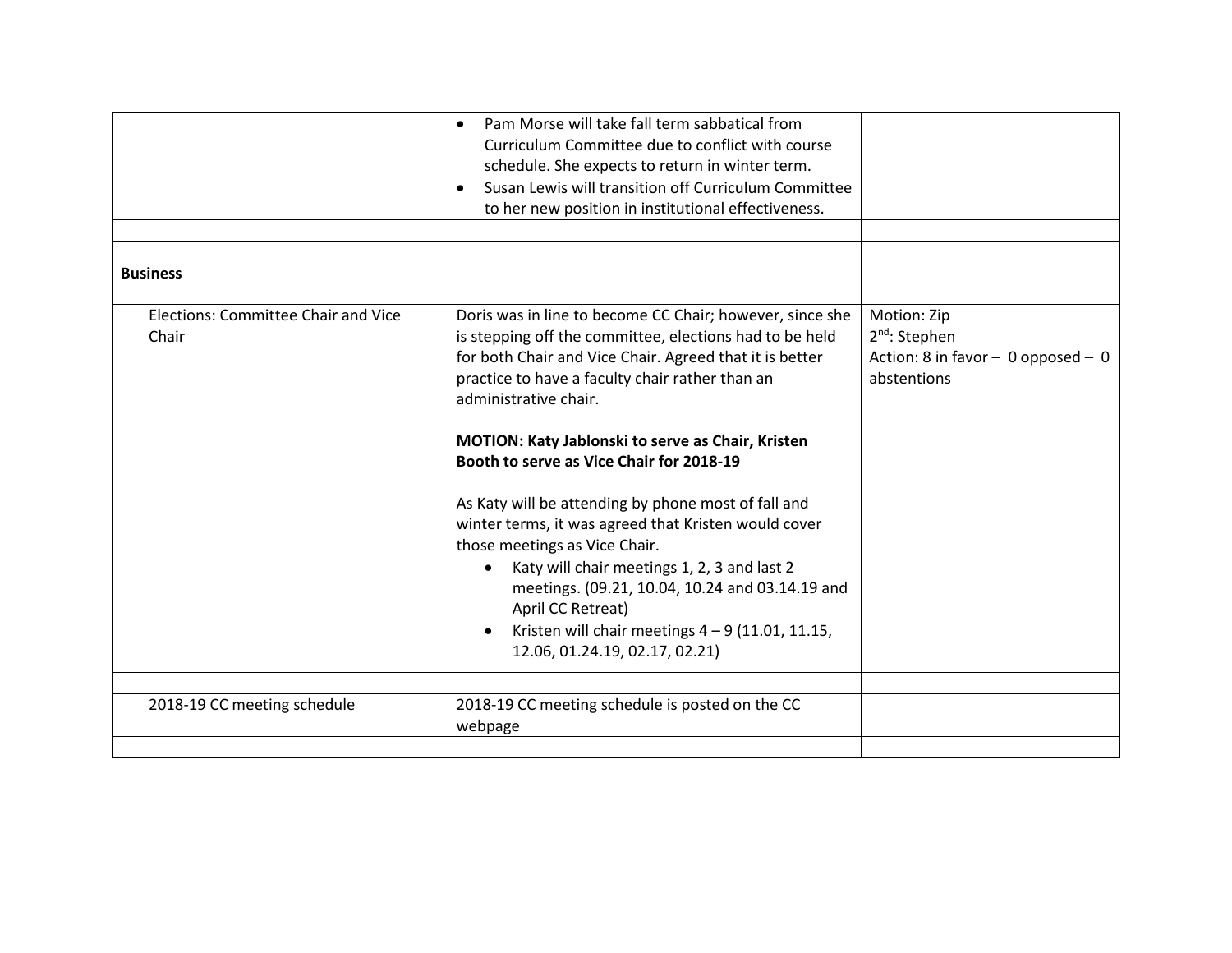|  |  |  |
|---|---|---|
|  | • Pam Morse will take fall term sabbatical from Curriculum Committee due to conflict with course schedule. She expects to return in winter term.<br>• Susan Lewis will transition off Curriculum Committee to her new position in institutional effectiveness. |  |
|  |  |  |
| **Business** |  |  |
| Elections: Committee Chair and Vice Chair | Doris was in line to become CC Chair; however, since she is stepping off the committee, elections had to be held for both Chair and Vice Chair. Agreed that it is better practice to have a faculty chair rather than an administrative chair.<br><br>**MOTION: Katy Jablonski to serve as Chair, Kristen Booth to serve as Vice Chair for 2018-19**<br><br>As Katy will be attending by phone most of fall and winter terms, it was agreed that Kristen would cover those meetings as Vice Chair.<br>• Katy will chair meetings 1, 2, 3 and last 2 meetings. (09.21, 10.04, 10.24 and 03.14.19 and April CC Retreat)<br>• Kristen will chair meetings 4 – 9 (11.01, 11.15, 12.06, 01.24.19, 02.17, 02.21) | Motion: Zip<br>2nd: Stephen<br>Action: 8 in favor – 0 opposed – 0 abstentions |
|  |  |  |
| 2018-19 CC meeting schedule | 2018-19 CC meeting schedule is posted on the CC webpage |  |
|  |  |  |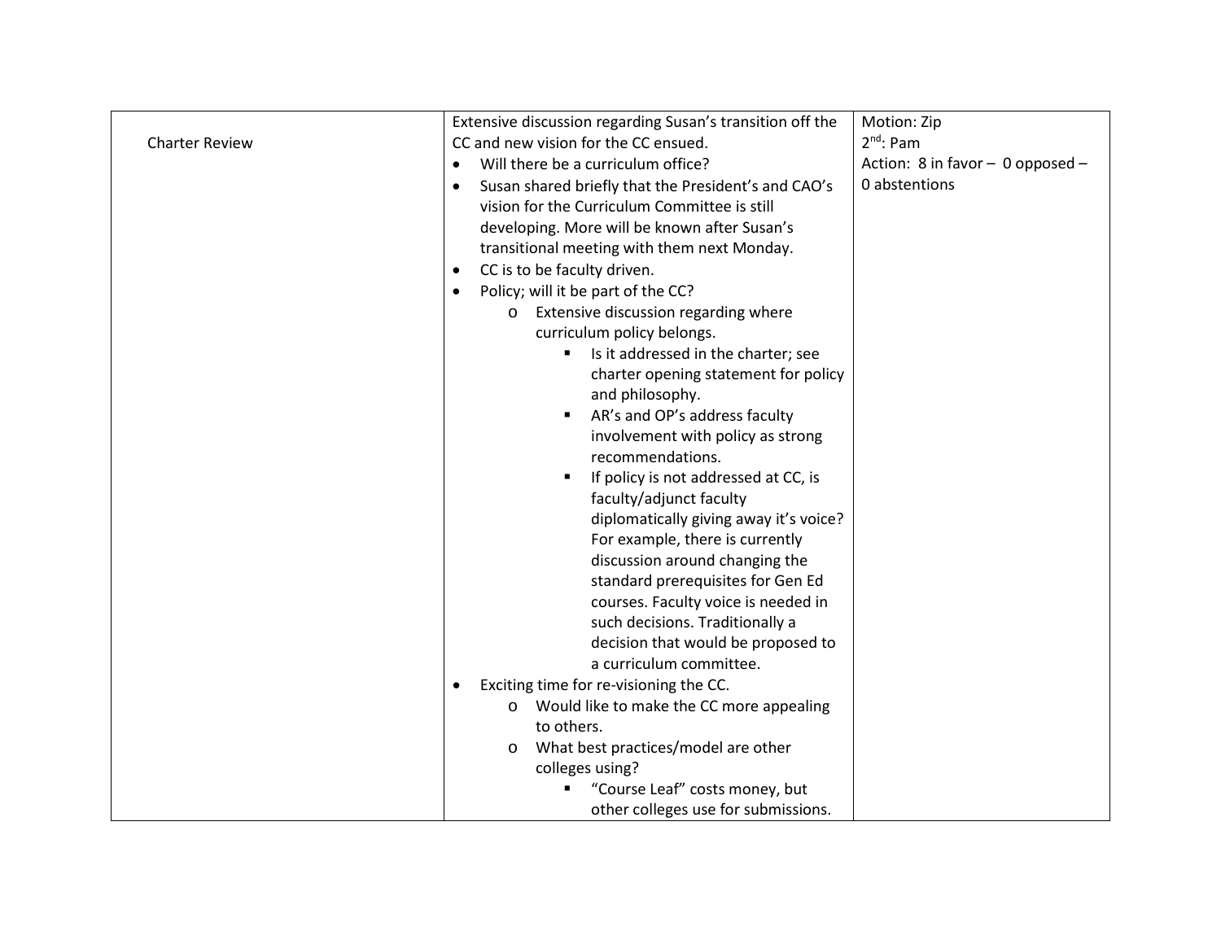| Charter Review | Extensive discussion regarding Susan's transition off the CC and new vision for the CC ensued.<br>• Will there be a curriculum office?<br>• Susan shared briefly that the President's and CAO's vision for the Curriculum Committee is still developing. More will be known after Susan's transitional meeting with them next Monday.<br>• CC is to be faculty driven.<br>• Policy; will it be part of the CC?<br>  o Extensive discussion regarding where curriculum policy belongs.<br>    ▪ Is it addressed in the charter; see charter opening statement for policy and philosophy.<br>    ▪ AR's and OP's address faculty involvement with policy as strong recommendations.<br>    ▪ If policy is not addressed at CC, is faculty/adjunct faculty diplomatically giving away it's voice? For example, there is currently discussion around changing the standard prerequisites for Gen Ed courses. Faculty voice is needed in such decisions. Traditionally a decision that would be proposed to a curriculum committee.<br>• Exciting time for re-visioning the CC.<br>  o Would like to make the CC more appealing to others.<br>  o What best practices/model are other colleges using?<br>    ▪ "Course Leaf" costs money, but other colleges use for submissions. | Motion: Zip<br>2nd: Pam<br>Action: 8 in favor – 0 opposed – 0 abstentions |
|---|---|---|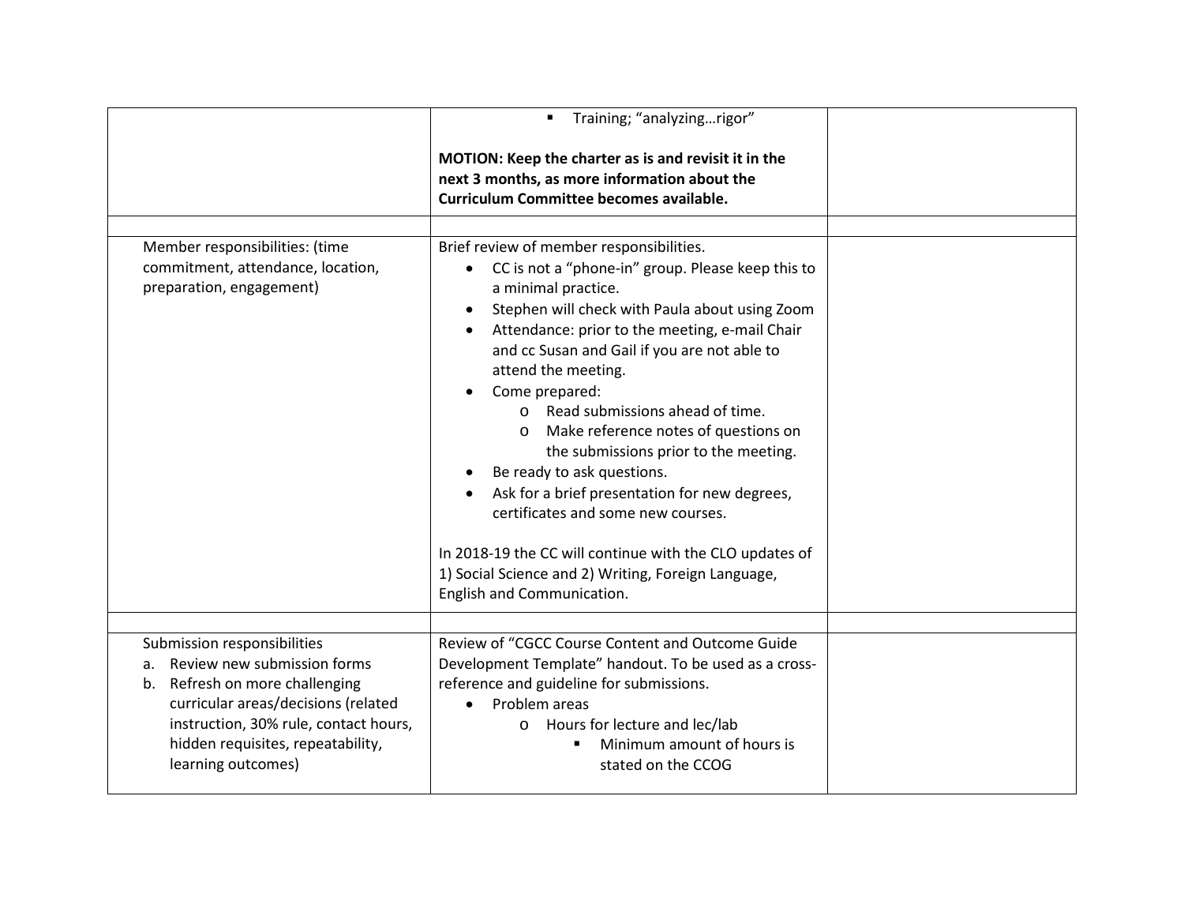| | | |
|---|---|---|
| | ▪ Training; "analyzing…rigor"<br><br>**MOTION: Keep the charter as is and revisit it in the next 3 months, as more information about the Curriculum Committee becomes available.** | |
| | | |
| Member responsibilities: (time commitment, attendance, location, preparation, engagement) | Brief review of member responsibilities.<br>• CC is not a "phone-in" group. Please keep this to a minimal practice.<br>• Stephen will check with Paula about using Zoom<br>• Attendance: prior to the meeting, e-mail Chair and cc Susan and Gail if you are not able to attend the meeting.<br>• Come prepared:<br>&nbsp;&nbsp;&nbsp;&nbsp;o Read submissions ahead of time.<br>&nbsp;&nbsp;&nbsp;&nbsp;o Make reference notes of questions on the submissions prior to the meeting.<br>• Be ready to ask questions.<br>• Ask for a brief presentation for new degrees, certificates and some new courses.<br><br>In 2018-19 the CC will continue with the CLO updates of 1) Social Science and 2) Writing, Foreign Language, English and Communication. | |
| | | |
| Submission responsibilities<br>a. Review new submission forms<br>b. Refresh on more challenging curricular areas/decisions (related instruction, 30% rule, contact hours, hidden requisites, repeatability, learning outcomes) | Review of "CGCC Course Content and Outcome Guide Development Template" handout. To be used as a cross-reference and guideline for submissions.<br>• Problem areas<br>&nbsp;&nbsp;&nbsp;&nbsp;o Hours for lecture and lec/lab<br>&nbsp;&nbsp;&nbsp;&nbsp;&nbsp;&nbsp;&nbsp;&nbsp;▪ Minimum amount of hours is stated on the CCOG | |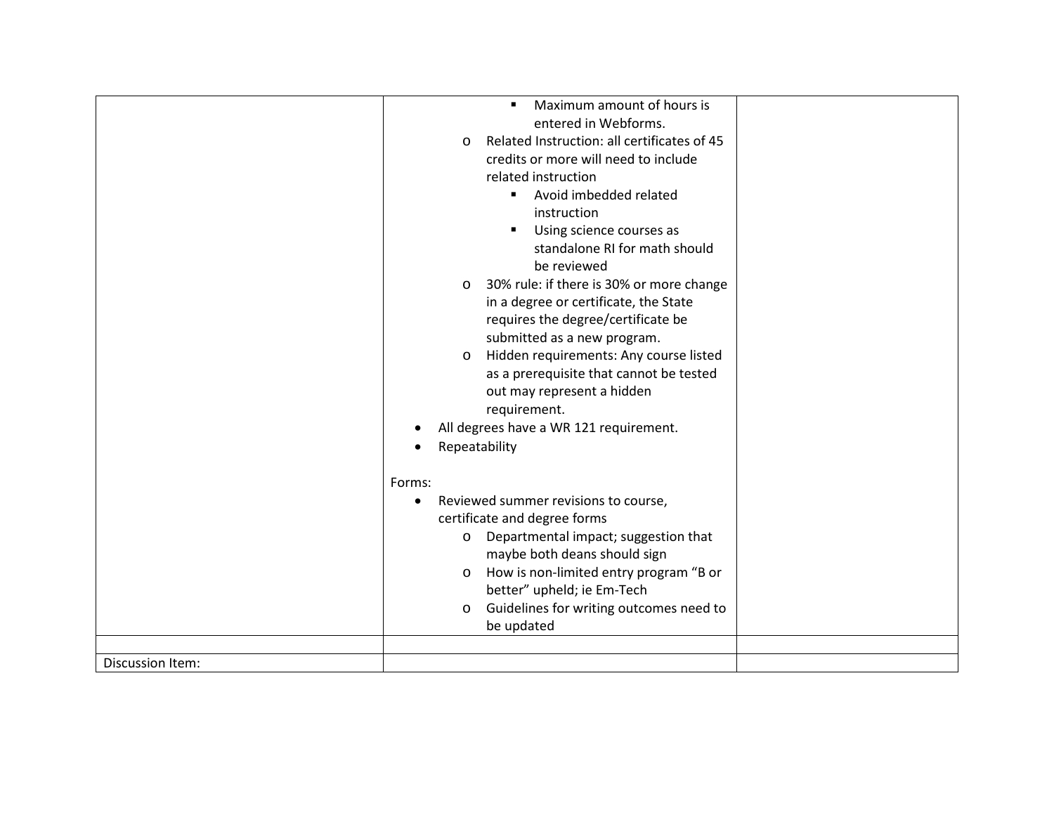| | | |
|---|---|---|
| | ▪ Maximum amount of hours is entered in Webforms.<br>o Related Instruction: all certificates of 45 credits or more will need to include related instruction<br>▪ Avoid imbedded related instruction<br>▪ Using science courses as standalone RI for math should be reviewed<br>o 30% rule: if there is 30% or more change in a degree or certificate, the State requires the degree/certificate be submitted as a new program.<br>o Hidden requirements: Any course listed as a prerequisite that cannot be tested out may represent a hidden requirement.<br>• All degrees have a WR 121 requirement.<br>• Repeatability<br><br>Forms:<br>• Reviewed summer revisions to course, certificate and degree forms<br>o Departmental impact; suggestion that maybe both deans should sign<br>o How is non-limited entry program "B or better" upheld; ie Em-Tech<br>o Guidelines for writing outcomes need to be updated | |
| | | |
| Discussion Item: | | |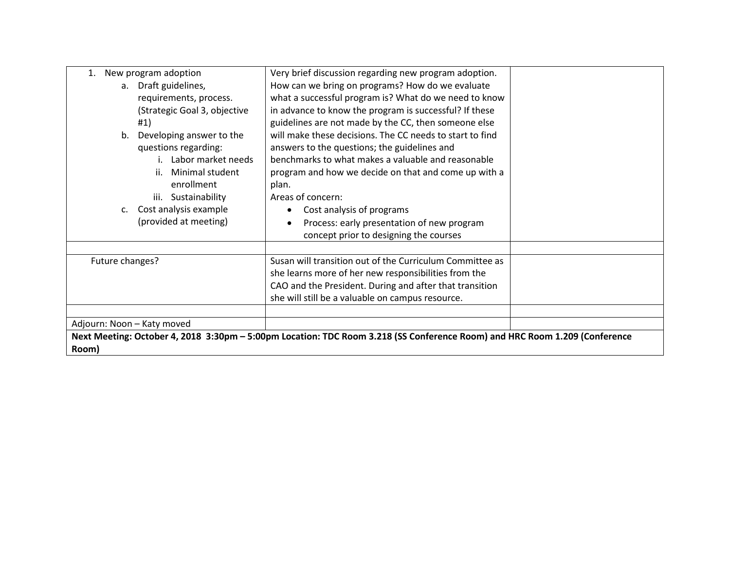| | | |
|---|---|---|
| 1. New program adoption<br>a. Draft guidelines, requirements, process. (Strategic Goal 3, objective #1)<br>b. Developing answer to the questions regarding:<br>i. Labor market needs<br>ii. Minimal student enrollment<br>iii. Sustainability<br>c. Cost analysis example (provided at meeting) | Very brief discussion regarding new program adoption. How can we bring on programs? How do we evaluate what a successful program is? What do we need to know in advance to know the program is successful? If these guidelines are not made by the CC, then someone else will make these decisions. The CC needs to start to find answers to the questions; the guidelines and benchmarks to what makes a valuable and reasonable program and how we decide on that and come up with a plan.<br>Areas of concern:<br>• Cost analysis of programs<br>• Process: early presentation of new program concept prior to designing the courses | |
| | | |
| Future changes? | Susan will transition out of the Curriculum Committee as she learns more of her new responsibilities from the CAO and the President. During and after that transition she will still be a valuable on campus resource. | |
| | | |
| Adjourn: Noon – Katy moved | | |
| **Next Meeting: October 4, 2018 3:30pm – 5:00pm Location: TDC Room 3.218 (SS Conference Room) and HRC Room 1.209 (Conference Room)** | | |